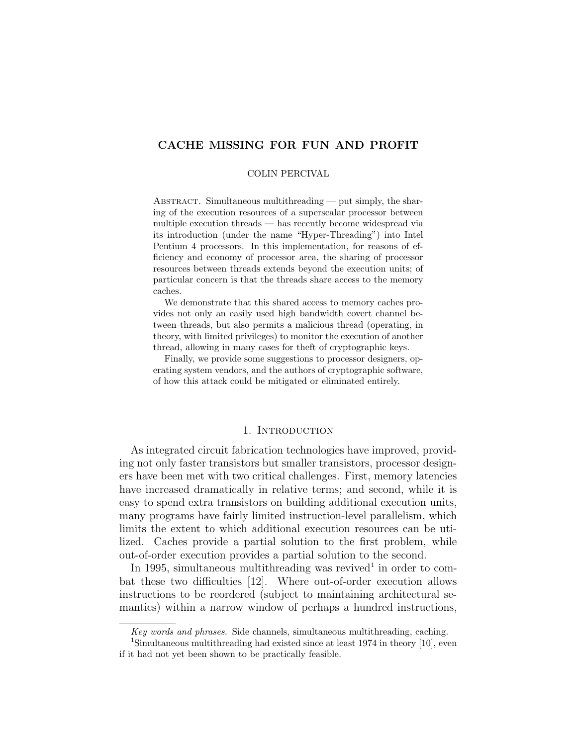# CACHE MISSING FOR FUN AND PROFIT

COLIN PERCIVAL

ABSTRACT. Simultaneous multithreading — put simply, the sharing of the execution resources of a superscalar processor between multiple execution threads — has recently become widespread via its introduction (under the name "Hyper-Threading") into Intel Pentium 4 processors. In this implementation, for reasons of efficiency and economy of processor area, the sharing of processor resources between threads extends beyond the execution units; of particular concern is that the threads share access to the memory caches.

We demonstrate that this shared access to memory caches provides not only an easily used high bandwidth covert channel between threads, but also permits a malicious thread (operating, in theory, with limited privileges) to monitor the execution of another thread, allowing in many cases for theft of cryptographic keys.

Finally, we provide some suggestions to processor designers, operating system vendors, and the authors of cryptographic software, of how this attack could be mitigated or eliminated entirely.

## 1. Introduction

As integrated circuit fabrication technologies have improved, providing not only faster transistors but smaller transistors, processor designers have been met with two critical challenges. First, memory latencies have increased dramatically in relative terms; and second, while it is easy to spend extra transistors on building additional execution units, many programs have fairly limited instruction-level parallelism, which limits the extent to which additional execution resources can be utilized. Caches provide a partial solution to the first problem, while out-of-order execution provides a partial solution to the second.

In 1995, simultaneous multithreading was revived[1] in order to combat these two difficulties [12]. Where out-of-order execution allows instructions to be reordered (subject to maintaining architectural semantics) within a narrow window of perhaps a hundred instructions,

*Key words and phrases.* Side channels, simultaneous multithreading, caching.

[1] Simultaneous multithreading had existed since at least 1974 in theory [10], even if it had not yet been shown to be practically feasible.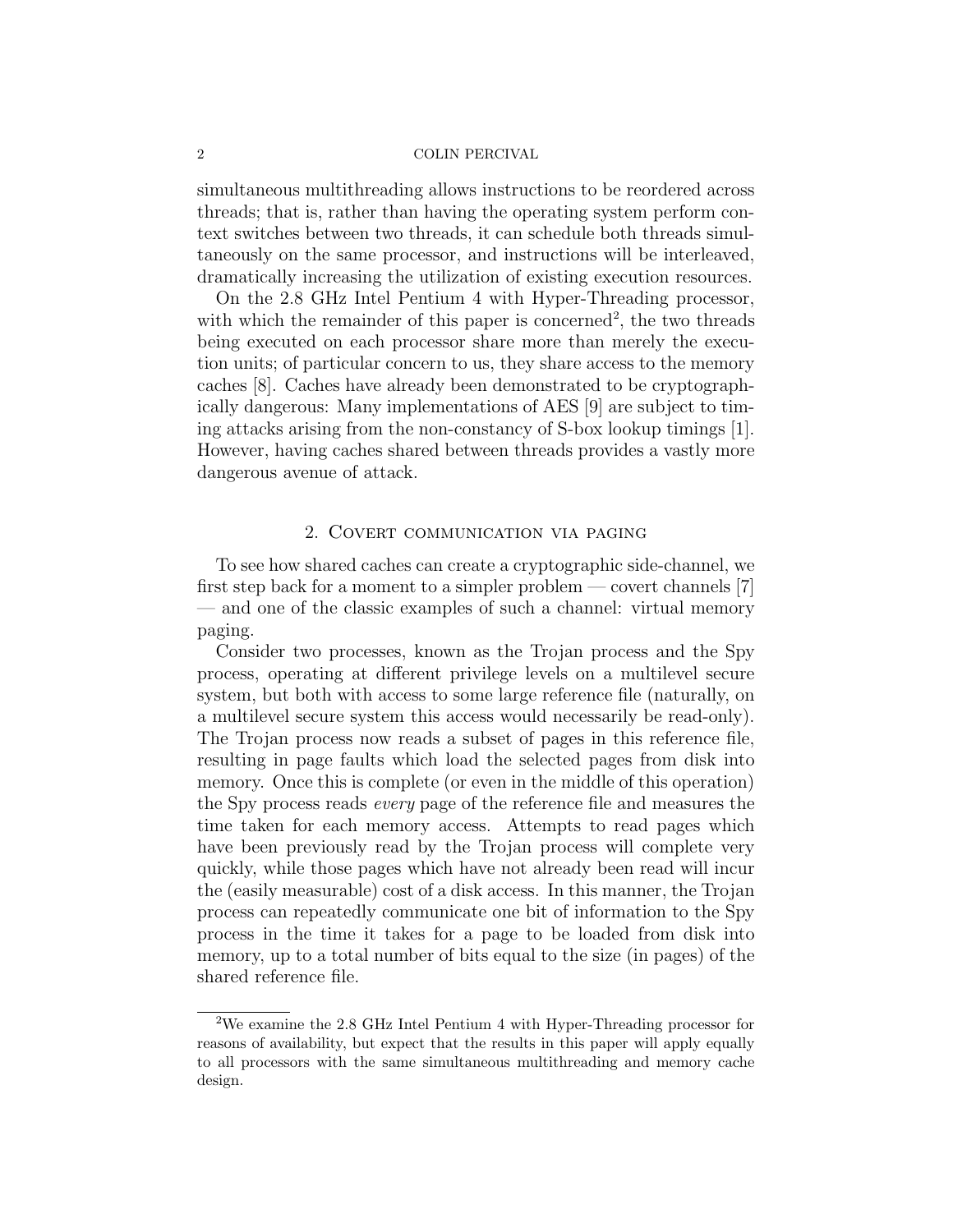simultaneous multithreading allows instructions to be reordered across threads; that is, rather than having the operating system perform context switches between two threads, it can schedule both threads simultaneously on the same processor, and instructions will be interleaved, dramatically increasing the utilization of existing execution resources.

On the 2.8 GHz Intel Pentium 4 with Hyper-Threading processor, with which the remainder of this paper is concerned[2], the two threads being executed on each processor share more than merely the execution units; of particular concern to us, they share access to the memory caches [8]. Caches have already been demonstrated to be cryptographically dangerous: Many implementations of AES [9] are subject to timing attacks arising from the non-constancy of S-box lookup timings [1]. However, having caches shared between threads provides a vastly more dangerous avenue of attack.

## 2. Covert communication via paging

To see how shared caches can create a cryptographic side-channel, we first step back for a moment to a simpler problem — covert channels [7] — and one of the classic examples of such a channel: virtual memory paging.

Consider two processes, known as the Trojan process and the Spy process, operating at different privilege levels on a multilevel secure system, but both with access to some large reference file (naturally, on a multilevel secure system this access would necessarily be read-only). The Trojan process now reads a subset of pages in this reference file, resulting in page faults which load the selected pages from disk into memory. Once this is complete (or even in the middle of this operation) the Spy process reads *every* page of the reference file and measures the time taken for each memory access. Attempts to read pages which have been previously read by the Trojan process will complete very quickly, while those pages which have not already been read will incur the (easily measurable) cost of a disk access. In this manner, the Trojan process can repeatedly communicate one bit of information to the Spy process in the time it takes for a page to be loaded from disk into memory, up to a total number of bits equal to the size (in pages) of the shared reference file.

[2] We examine the 2.8 GHz Intel Pentium 4 with Hyper-Threading processor for reasons of availability, but expect that the results in this paper will apply equally to all processors with the same simultaneous multithreading and memory cache design.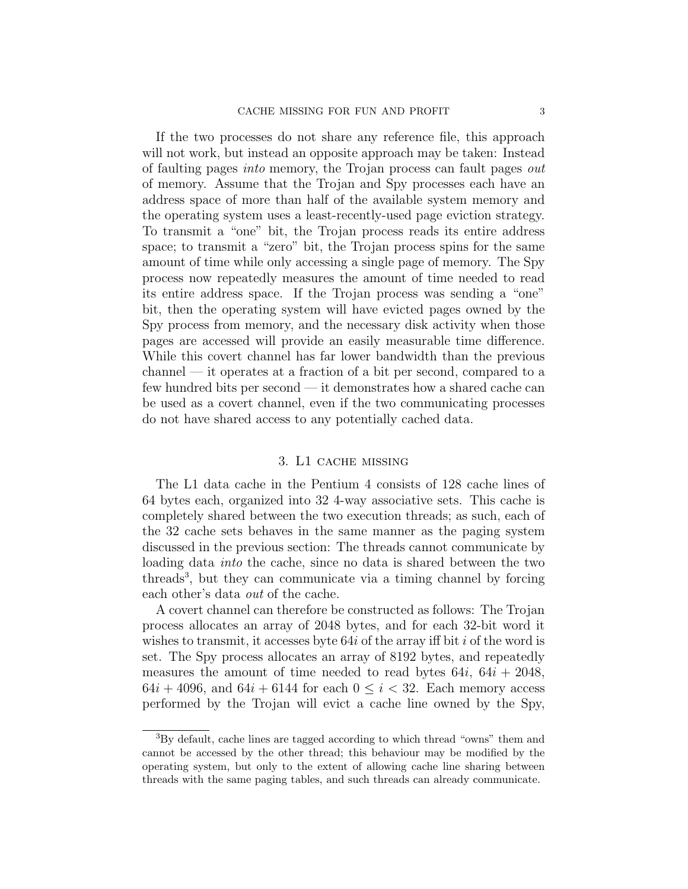If the two processes do not share any reference file, this approach will not work, but instead an opposite approach may be taken: Instead of faulting pages *into* memory, the Trojan process can fault pages *out* of memory. Assume that the Trojan and Spy processes each have an address space of more than half of the available system memory and the operating system uses a least-recently-used page eviction strategy. To transmit a "one" bit, the Trojan process reads its entire address space; to transmit a "zero" bit, the Trojan process spins for the same amount of time while only accessing a single page of memory. The Spy process now repeatedly measures the amount of time needed to read its entire address space. If the Trojan process was sending a "one" bit, then the operating system will have evicted pages owned by the Spy process from memory, and the necessary disk activity when those pages are accessed will provide an easily measurable time difference. While this covert channel has far lower bandwidth than the previous channel — it operates at a fraction of a bit per second, compared to a few hundred bits per second — it demonstrates how a shared cache can be used as a covert channel, even if the two communicating processes do not have shared access to any potentially cached data.

## 3. L1 cache missing

The L1 data cache in the Pentium 4 consists of 128 cache lines of 64 bytes each, organized into 32 4-way associative sets. This cache is completely shared between the two execution threads; as such, each of the 32 cache sets behaves in the same manner as the paging system discussed in the previous section: The threads cannot communicate by loading data *into* the cache, since no data is shared between the two threads[3], but they can communicate via a timing channel by forcing each other's data *out* of the cache.

A covert channel can therefore be constructed as follows: The Trojan process allocates an array of 2048 bytes, and for each 32-bit word it wishes to transmit, it accesses byte $64i$ of the array iff bit $i$ of the word is set. The Spy process allocates an array of 8192 bytes, and repeatedly measures the amount of time needed to read bytes $64i$, $64i + 2048$, $64i + 4096$, and $64i + 6144$ for each $0 \leq i < 32$. Each memory access performed by the Trojan will evict a cache line owned by the Spy,

[3] By default, cache lines are tagged according to which thread "owns" them and cannot be accessed by the other thread; this behaviour may be modified by the operating system, but only to the extent of allowing cache line sharing between threads with the same paging tables, and such threads can already communicate.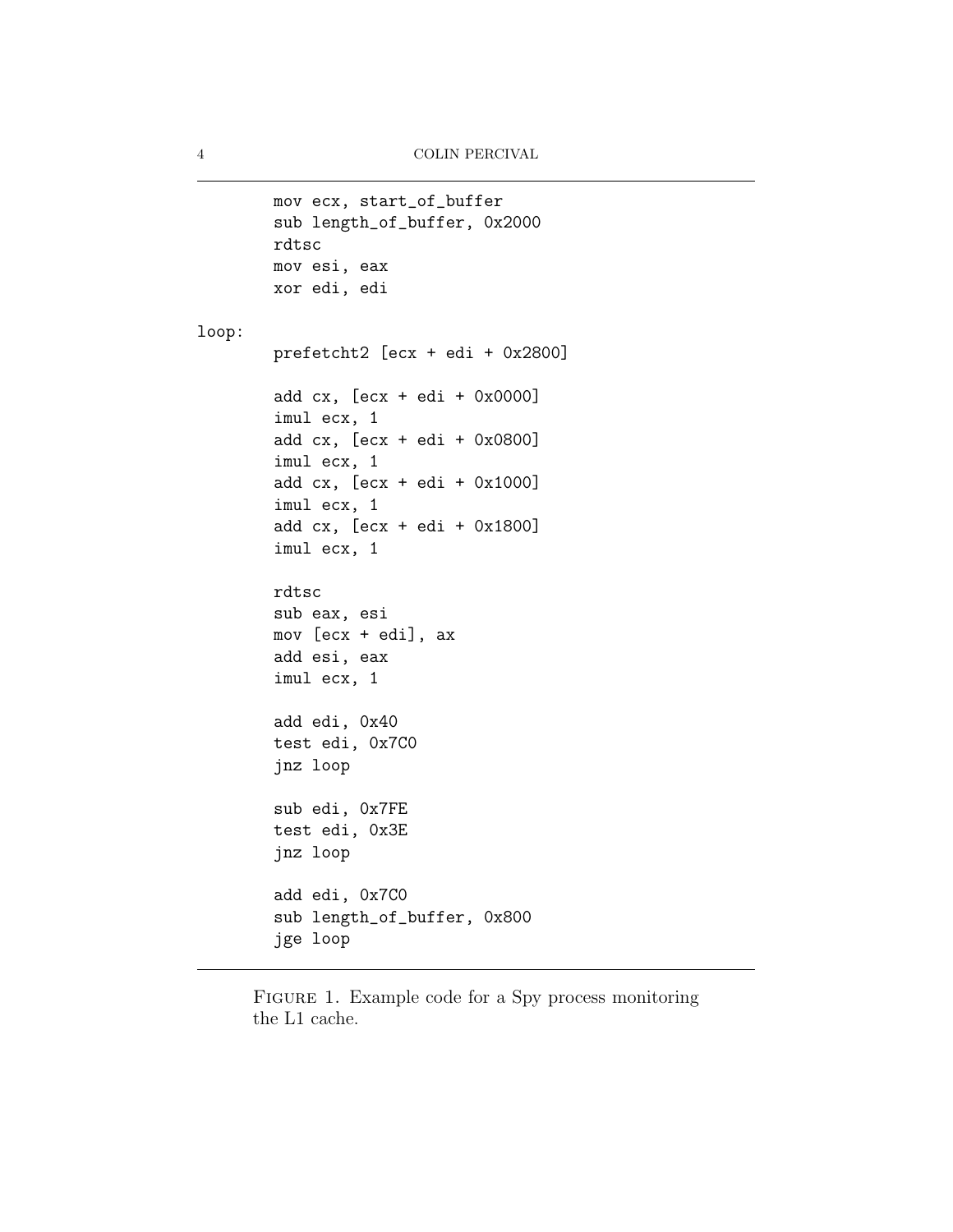```
        mov ecx, start_of_buffer
        sub length_of_buffer, 0x2000
        rdtsc
        mov esi, eax
        xor edi, edi

loop:
        prefetcht2 [ecx + edi + 0x2800]

        add cx, [ecx + edi + 0x0000]
        imul ecx, 1
        add cx, [ecx + edi + 0x0800]
        imul ecx, 1
        add cx, [ecx + edi + 0x1000]
        imul ecx, 1
        add cx, [ecx + edi + 0x1800]
        imul ecx, 1

        rdtsc
        sub eax, esi
        mov [ecx + edi], ax
        add esi, eax
        imul ecx, 1

        add edi, 0x40
        test edi, 0x7C0
        jnz loop

        sub edi, 0x7FE
        test edi, 0x3E
        jnz loop

        add edi, 0x7C0
        sub length_of_buffer, 0x800
        jge loop
```

FIGURE 1. Example code for a Spy process monitoring the L1 cache.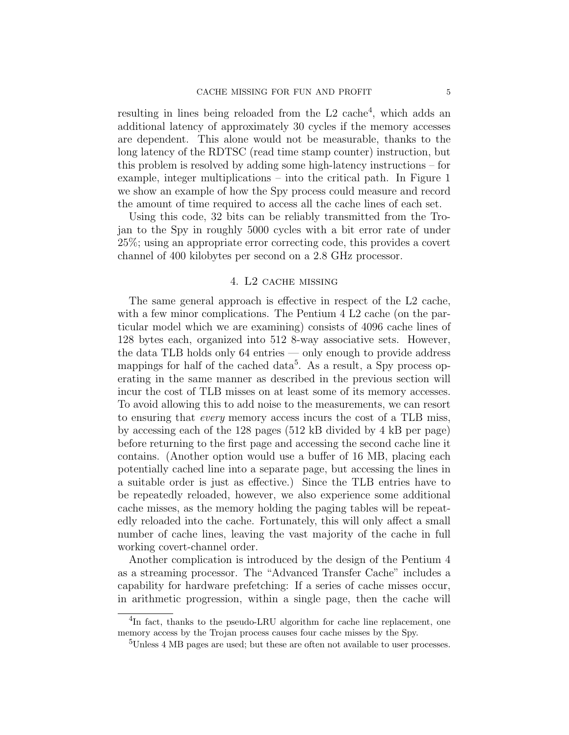resulting in lines being reloaded from the L2 cache[4], which adds an additional latency of approximately 30 cycles if the memory accesses are dependent. This alone would not be measurable, thanks to the long latency of the RDTSC (read time stamp counter) instruction, but this problem is resolved by adding some high-latency instructions – for example, integer multiplications – into the critical path. In Figure 1 we show an example of how the Spy process could measure and record the amount of time required to access all the cache lines of each set.

Using this code, 32 bits can be reliably transmitted from the Trojan to the Spy in roughly 5000 cycles with a bit error rate of under 25%; using an appropriate error correcting code, this provides a covert channel of 400 kilobytes per second on a 2.8 GHz processor.

## 4. L2 cache missing

The same general approach is effective in respect of the L2 cache, with a few minor complications. The Pentium 4 L2 cache (on the particular model which we are examining) consists of 4096 cache lines of 128 bytes each, organized into 512 8-way associative sets. However, the data TLB holds only 64 entries — only enough to provide address mappings for half of the cached data[5]. As a result, a Spy process operating in the same manner as described in the previous section will incur the cost of TLB misses on at least some of its memory accesses. To avoid allowing this to add noise to the measurements, we can resort to ensuring that *every* memory access incurs the cost of a TLB miss, by accessing each of the 128 pages (512 kB divided by 4 kB per page) before returning to the first page and accessing the second cache line it contains. (Another option would use a buffer of 16 MB, placing each potentially cached line into a separate page, but accessing the lines in a suitable order is just as effective.) Since the TLB entries have to be repeatedly reloaded, however, we also experience some additional cache misses, as the memory holding the paging tables will be repeatedly reloaded into the cache. Fortunately, this will only affect a small number of cache lines, leaving the vast majority of the cache in full working covert-channel order.

Another complication is introduced by the design of the Pentium 4 as a streaming processor. The "Advanced Transfer Cache" includes a capability for hardware prefetching: If a series of cache misses occur, in arithmetic progression, within a single page, then the cache will

---

[4] In fact, thanks to the pseudo-LRU algorithm for cache line replacement, one memory access by the Trojan process causes four cache misses by the Spy.

[5] Unless 4 MB pages are used; but these are often not available to user processes.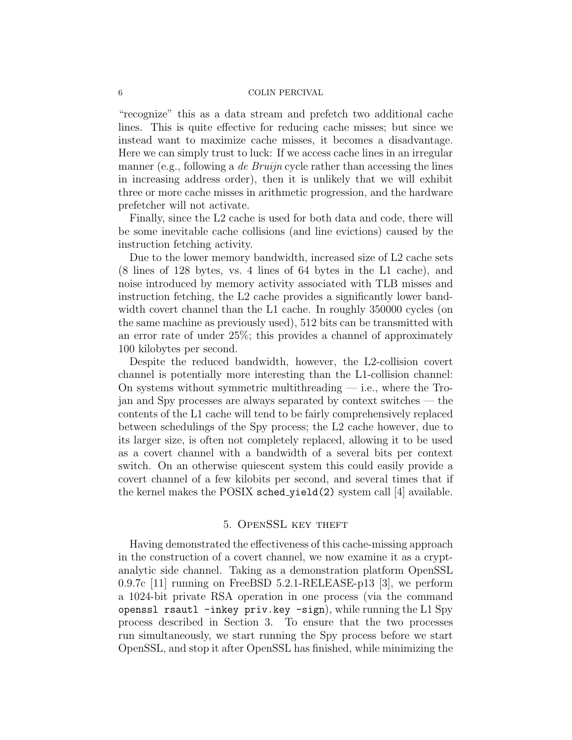"recognize" this as a data stream and prefetch two additional cache lines. This is quite effective for reducing cache misses; but since we instead want to maximize cache misses, it becomes a disadvantage. Here we can simply trust to luck: If we access cache lines in an irregular manner (e.g., following a *de Bruijn* cycle rather than accessing the lines in increasing address order), then it is unlikely that we will exhibit three or more cache misses in arithmetic progression, and the hardware prefetcher will not activate.

Finally, since the L2 cache is used for both data and code, there will be some inevitable cache collisions (and line evictions) caused by the instruction fetching activity.

Due to the lower memory bandwidth, increased size of L2 cache sets (8 lines of 128 bytes, vs. 4 lines of 64 bytes in the L1 cache), and noise introduced by memory activity associated with TLB misses and instruction fetching, the L2 cache provides a significantly lower bandwidth covert channel than the L1 cache. In roughly 350000 cycles (on the same machine as previously used), 512 bits can be transmitted with an error rate of under 25%; this provides a channel of approximately 100 kilobytes per second.

Despite the reduced bandwidth, however, the L2-collision covert channel is potentially more interesting than the L1-collision channel: On systems without symmetric multithreading — i.e., where the Trojan and Spy processes are always separated by context switches — the contents of the L1 cache will tend to be fairly comprehensively replaced between schedulings of the Spy process; the L2 cache however, due to its larger size, is often not completely replaced, allowing it to be used as a covert channel with a bandwidth of a several bits per context switch. On an otherwise quiescent system this could easily provide a covert channel of a few kilobits per second, and several times that if the kernel makes the POSIX `sched_yield(2)` system call [4] available.

## 5. OpenSSL key theft

Having demonstrated the effectiveness of this cache-missing approach in the construction of a covert channel, we now examine it as a cryptanalytic side channel. Taking as a demonstration platform OpenSSL 0.9.7c [11] running on FreeBSD 5.2.1-RELEASE-p13 [3], we perform a 1024-bit private RSA operation in one process (via the command `openssl rsautl -inkey priv.key -sign`), while running the L1 Spy process described in Section 3. To ensure that the two processes run simultaneously, we start running the Spy process before we start OpenSSL, and stop it after OpenSSL has finished, while minimizing the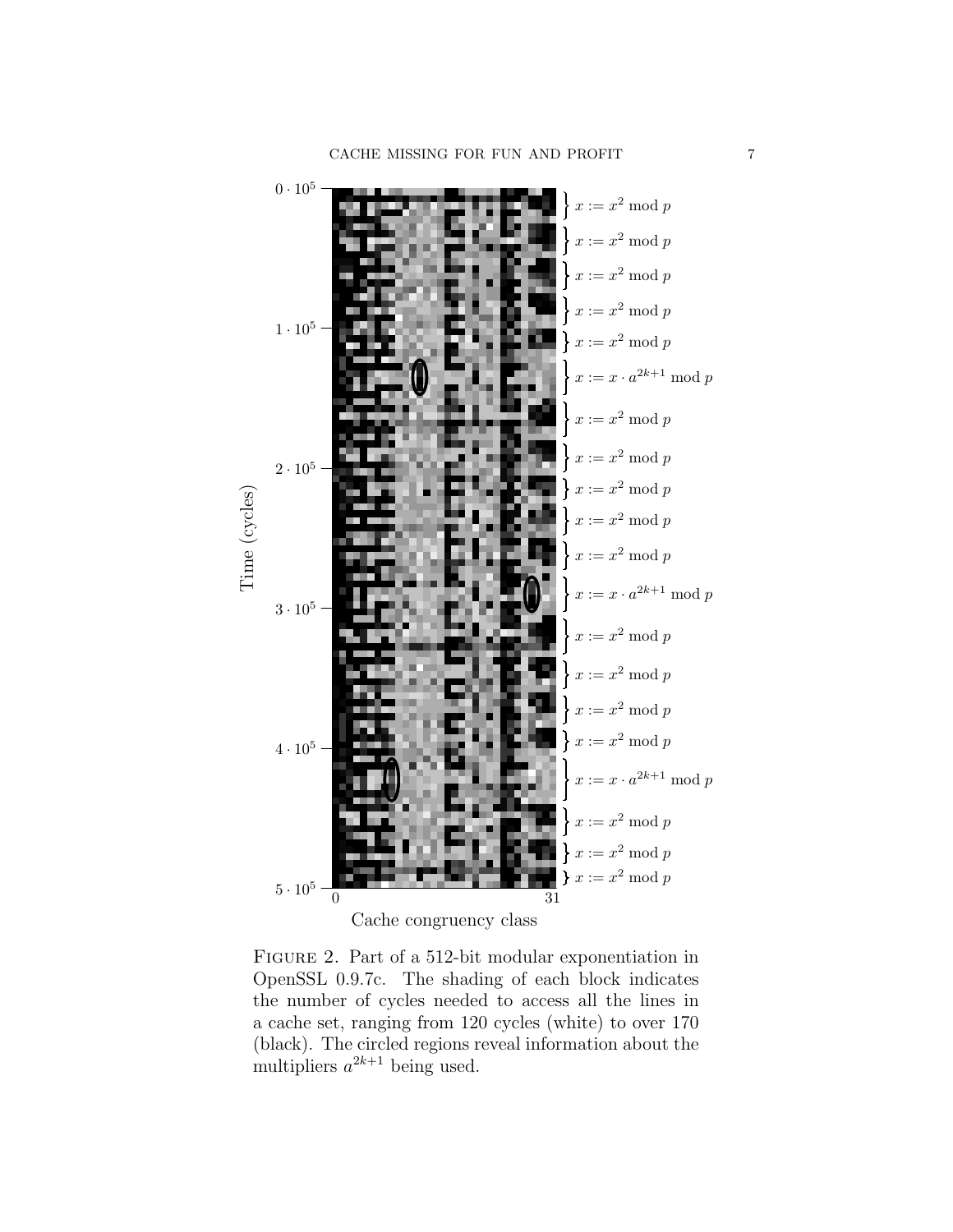FIGURE 2. Part of a 512-bit modular exponentiation in OpenSSL 0.9.7c. The shading of each block indicates the number of cycles needed to access all the lines in a cache set, ranging from 120 cycles (white) to over 170 (black). The circled regions reveal information about the multipliers $a^{2k+1}$ being used.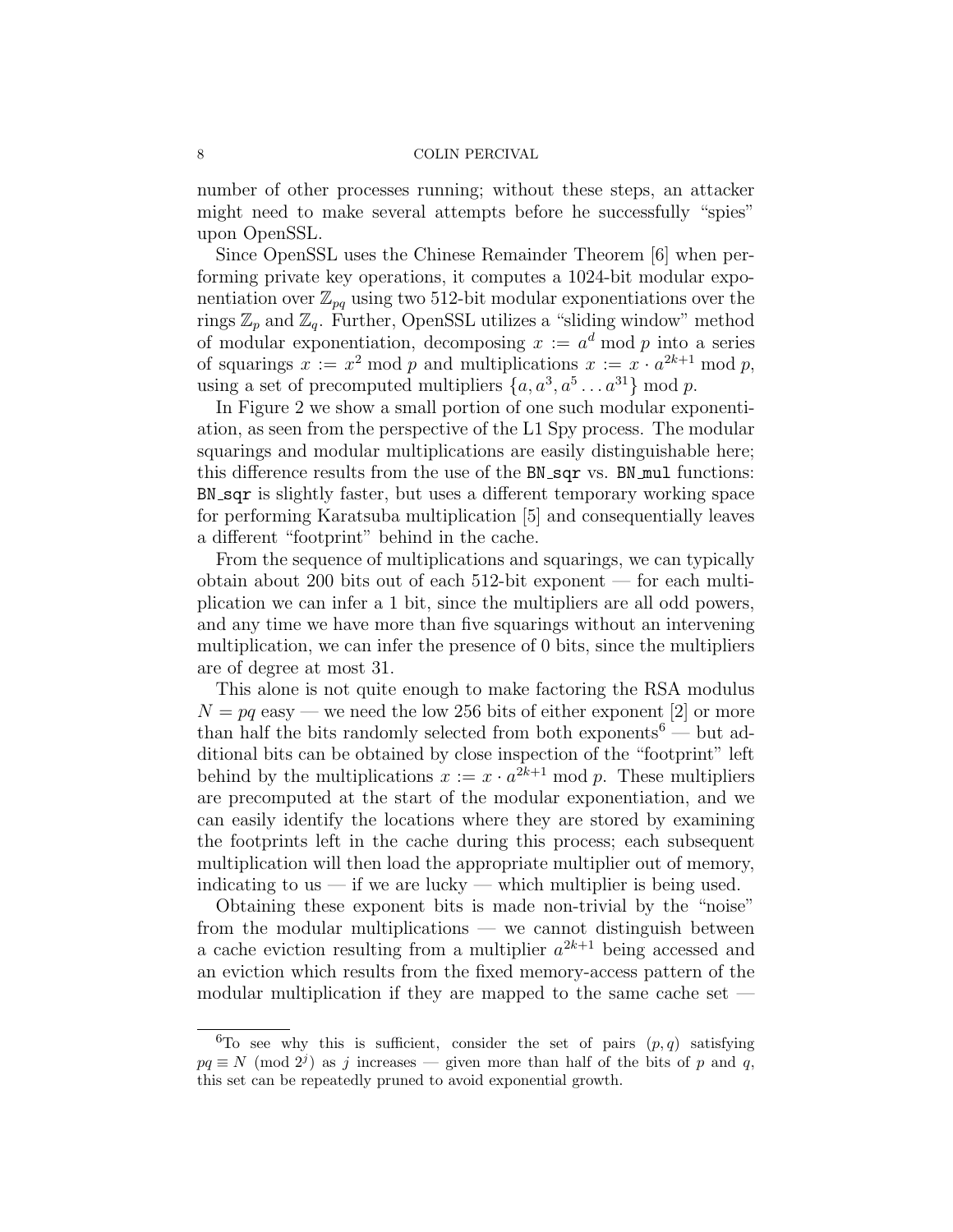number of other processes running; without these steps, an attacker might need to make several attempts before he successfully "spies" upon OpenSSL.

Since OpenSSL uses the Chinese Remainder Theorem [6] when performing private key operations, it computes a 1024-bit modular exponentiation over $\mathbb{Z}_{pq}$ using two 512-bit modular exponentiations over the rings $\mathbb{Z}_p$ and $\mathbb{Z}_q$. Further, OpenSSL utilizes a "sliding window" method of modular exponentiation, decomposing $x := a^d \bmod p$ into a series of squarings $x := x^2 \bmod p$ and multiplications $x := x \cdot a^{2k+1} \bmod p$, using a set of precomputed multipliers $\{a, a^3, a^5 \dots a^{31}\} \bmod p$.

In Figure 2 we show a small portion of one such modular exponentiation, as seen from the perspective of the L1 Spy process. The modular squarings and modular multiplications are easily distinguishable here; this difference results from the use of the `BN_sqr` vs. `BN_mul` functions: `BN_sqr` is slightly faster, but uses a different temporary working space for performing Karatsuba multiplication [5] and consequentially leaves a different "footprint" behind in the cache.

From the sequence of multiplications and squarings, we can typically obtain about 200 bits out of each 512-bit exponent — for each multiplication we can infer a 1 bit, since the multipliers are all odd powers, and any time we have more than five squarings without an intervening multiplication, we can infer the presence of 0 bits, since the multipliers are of degree at most 31.

This alone is not quite enough to make factoring the RSA modulus $N = pq$ easy — we need the low 256 bits of either exponent [2] or more than half the bits randomly selected from both exponents[6] — but additional bits can be obtained by close inspection of the "footprint" left behind by the multiplications $x := x \cdot a^{2k+1} \bmod p$. These multipliers are precomputed at the start of the modular exponentiation, and we can easily identify the locations where they are stored by examining the footprints left in the cache during this process; each subsequent multiplication will then load the appropriate multiplier out of memory, indicating to us — if we are lucky — which multiplier is being used.

Obtaining these exponent bits is made non-trivial by the "noise" from the modular multiplications — we cannot distinguish between a cache eviction resulting from a multiplier $a^{2k+1}$ being accessed and an eviction which results from the fixed memory-access pattern of the modular multiplication if they are mapped to the same cache set —

[6] To see why this is sufficient, consider the set of pairs $(p, q)$ satisfying $pq \equiv N \pmod{2^j}$ as $j$ increases — given more than half of the bits of $p$ and $q$, this set can be repeatedly pruned to avoid exponential growth.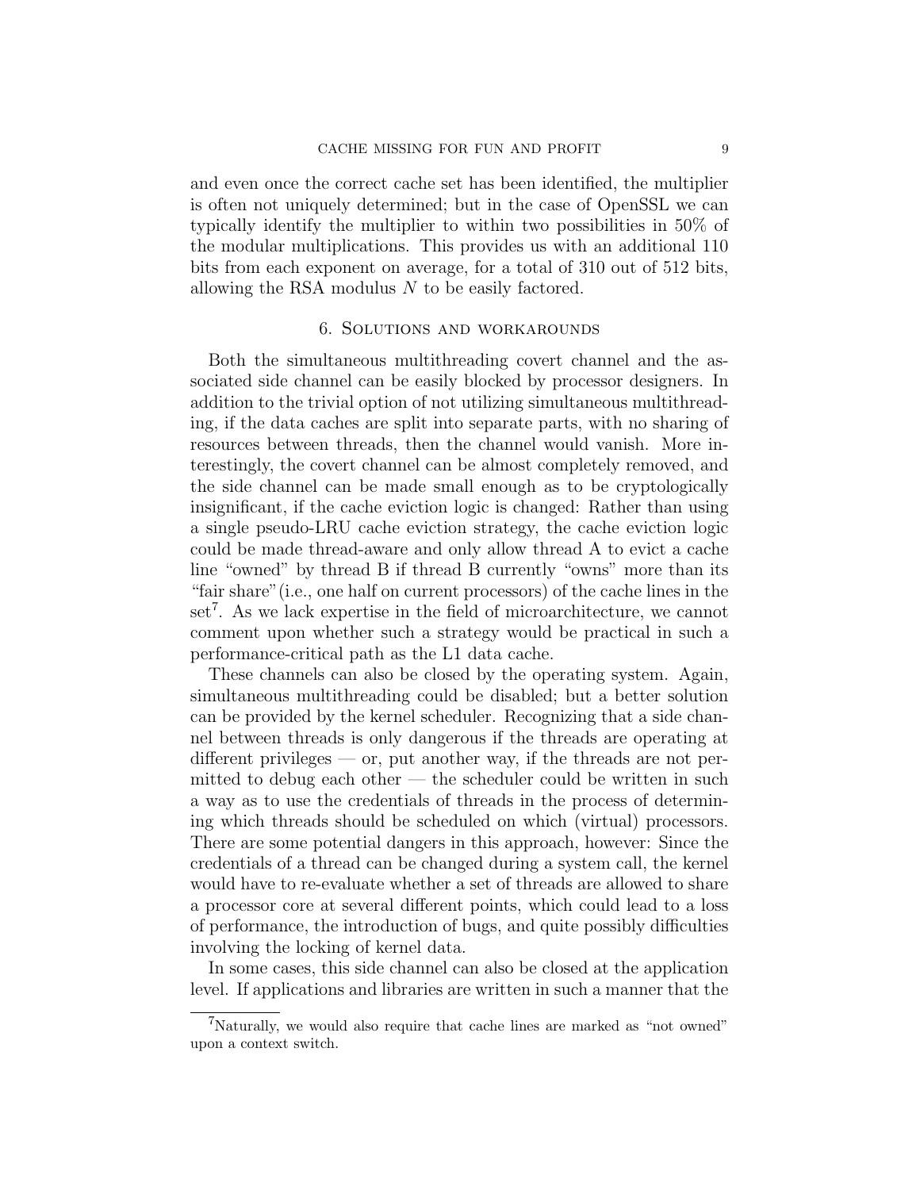and even once the correct cache set has been identified, the multiplier is often not uniquely determined; but in the case of OpenSSL we can typically identify the multiplier to within two possibilities in 50% of the modular multiplications. This provides us with an additional 110 bits from each exponent on average, for a total of 310 out of 512 bits, allowing the RSA modulus $N$ to be easily factored.

## 6. Solutions and workarounds

Both the simultaneous multithreading covert channel and the associated side channel can be easily blocked by processor designers. In addition to the trivial option of not utilizing simultaneous multithreading, if the data caches are split into separate parts, with no sharing of resources between threads, then the channel would vanish. More interestingly, the covert channel can be almost completely removed, and the side channel can be made small enough as to be cryptologically insignificant, if the cache eviction logic is changed: Rather than using a single pseudo-LRU cache eviction strategy, the cache eviction logic could be made thread-aware and only allow thread A to evict a cache line "owned" by thread B if thread B currently "owns" more than its "fair share"(i.e., one half on current processors) of the cache lines in the set[7]. As we lack expertise in the field of microarchitecture, we cannot comment upon whether such a strategy would be practical in such a performance-critical path as the L1 data cache.

These channels can also be closed by the operating system. Again, simultaneous multithreading could be disabled; but a better solution can be provided by the kernel scheduler. Recognizing that a side channel between threads is only dangerous if the threads are operating at different privileges — or, put another way, if the threads are not permitted to debug each other — the scheduler could be written in such a way as to use the credentials of threads in the process of determining which threads should be scheduled on which (virtual) processors. There are some potential dangers in this approach, however: Since the credentials of a thread can be changed during a system call, the kernel would have to re-evaluate whether a set of threads are allowed to share a processor core at several different points, which could lead to a loss of performance, the introduction of bugs, and quite possibly difficulties involving the locking of kernel data.

In some cases, this side channel can also be closed at the application level. If applications and libraries are written in such a manner that the

[7] Naturally, we would also require that cache lines are marked as "not owned" upon a context switch.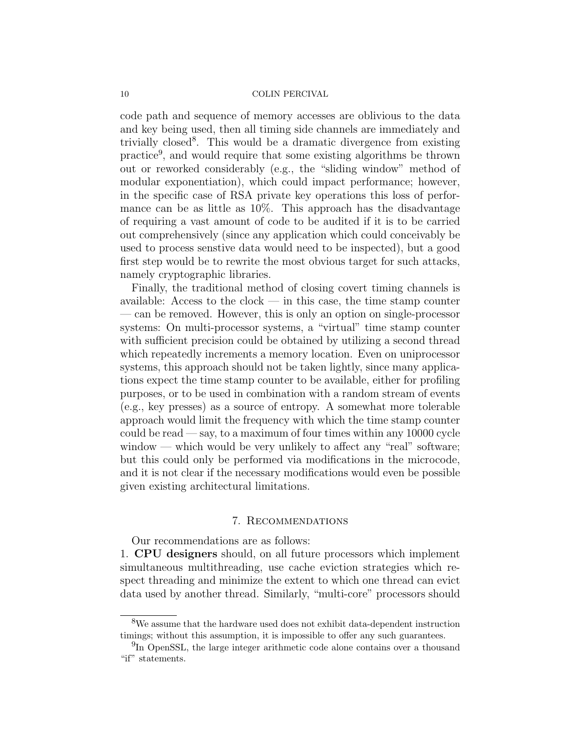code path and sequence of memory accesses are oblivious to the data and key being used, then all timing side channels are immediately and trivially closed[8]. This would be a dramatic divergence from existing practice[9], and would require that some existing algorithms be thrown out or reworked considerably (e.g., the "sliding window" method of modular exponentiation), which could impact performance; however, in the specific case of RSA private key operations this loss of performance can be as little as 10%. This approach has the disadvantage of requiring a vast amount of code to be audited if it is to be carried out comprehensively (since any application which could conceivably be used to process senstive data would need to be inspected), but a good first step would be to rewrite the most obvious target for such attacks, namely cryptographic libraries.

Finally, the traditional method of closing covert timing channels is available: Access to the clock — in this case, the time stamp counter — can be removed. However, this is only an option on single-processor systems: On multi-processor systems, a "virtual" time stamp counter with sufficient precision could be obtained by utilizing a second thread which repeatedly increments a memory location. Even on uniprocessor systems, this approach should not be taken lightly, since many applications expect the time stamp counter to be available, either for profiling purposes, or to be used in combination with a random stream of events (e.g., key presses) as a source of entropy. A somewhat more tolerable approach would limit the frequency with which the time stamp counter could be read — say, to a maximum of four times within any 10000 cycle window — which would be very unlikely to affect any "real" software; but this could only be performed via modifications in the microcode, and it is not clear if the necessary modifications would even be possible given existing architectural limitations.

## 7. Recommendations

Our recommendations are as follows:

1. **CPU designers** should, on all future processors which implement simultaneous multithreading, use cache eviction strategies which respect threading and minimize the extent to which one thread can evict data used by another thread. Similarly, "multi-core" processors should

---

[8] We assume that the hardware used does not exhibit data-dependent instruction timings; without this assumption, it is impossible to offer any such guarantees.

[9] In OpenSSL, the large integer arithmetic code alone contains over a thousand "if" statements.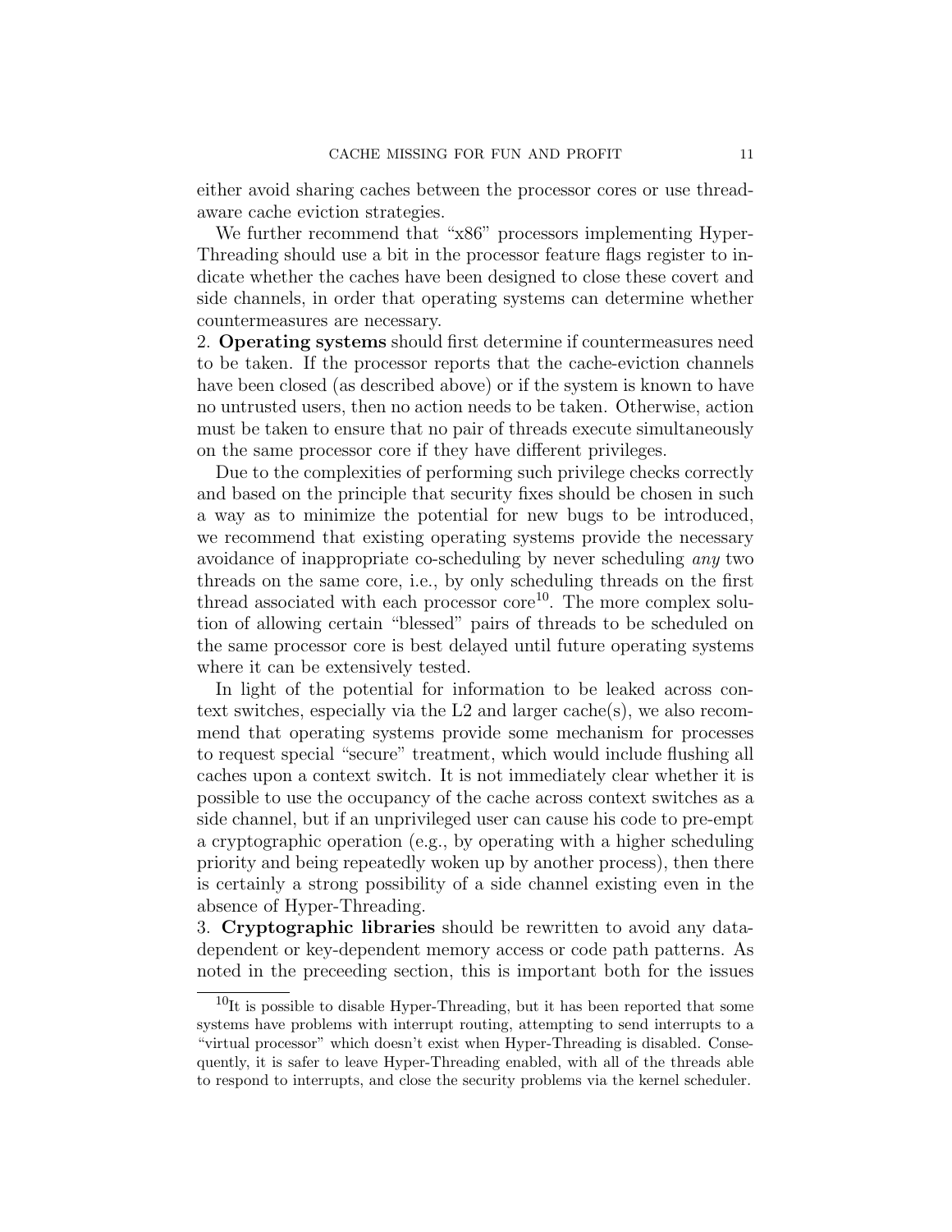either avoid sharing caches between the processor cores or use thread-aware cache eviction strategies.

We further recommend that "x86" processors implementing Hyper-Threading should use a bit in the processor feature flags register to indicate whether the caches have been designed to close these covert and side channels, in order that operating systems can determine whether countermeasures are necessary.

2. **Operating systems** should first determine if countermeasures need to be taken. If the processor reports that the cache-eviction channels have been closed (as described above) or if the system is known to have no untrusted users, then no action needs to be taken. Otherwise, action must be taken to ensure that no pair of threads execute simultaneously on the same processor core if they have different privileges.

Due to the complexities of performing such privilege checks correctly and based on the principle that security fixes should be chosen in such a way as to minimize the potential for new bugs to be introduced, we recommend that existing operating systems provide the necessary avoidance of inappropriate co-scheduling by never scheduling *any* two threads on the same core, i.e., by only scheduling threads on the first thread associated with each processor core[10]. The more complex solution of allowing certain "blessed" pairs of threads to be scheduled on the same processor core is best delayed until future operating systems where it can be extensively tested.

In light of the potential for information to be leaked across context switches, especially via the L2 and larger cache(s), we also recommend that operating systems provide some mechanism for processes to request special "secure" treatment, which would include flushing all caches upon a context switch. It is not immediately clear whether it is possible to use the occupancy of the cache across context switches as a side channel, but if an unprivileged user can cause his code to pre-empt a cryptographic operation (e.g., by operating with a higher scheduling priority and being repeatedly woken up by another process), then there is certainly a strong possibility of a side channel existing even in the absence of Hyper-Threading.

3. **Cryptographic libraries** should be rewritten to avoid any data-dependent or key-dependent memory access or code path patterns. As noted in the preceeding section, this is important both for the issues

[10] It is possible to disable Hyper-Threading, but it has been reported that some systems have problems with interrupt routing, attempting to send interrupts to a "virtual processor" which doesn't exist when Hyper-Threading is disabled. Consequently, it is safer to leave Hyper-Threading enabled, with all of the threads able to respond to interrupts, and close the security problems via the kernel scheduler.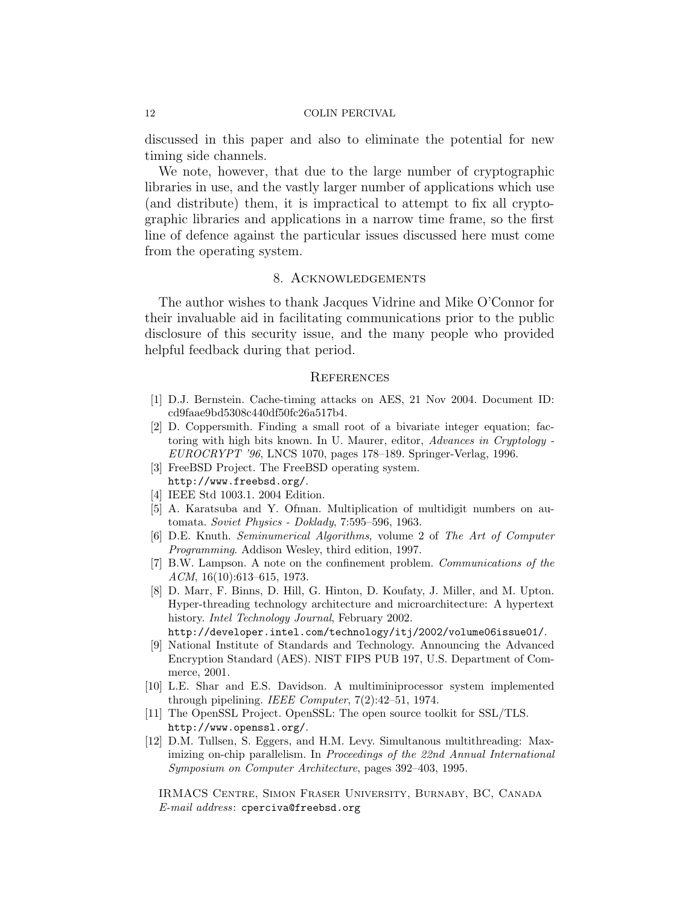discussed in this paper and also to eliminate the potential for new timing side channels.

We note, however, that due to the large number of cryptographic libraries in use, and the vastly larger number of applications which use (and distribute) them, it is impractical to attempt to fix all cryptographic libraries and applications in a narrow time frame, so the first line of defence against the particular issues discussed here must come from the operating system.

## 8. Acknowledgements

The author wishes to thank Jacques Vidrine and Mike O'Connor for their invaluable aid in facilitating communications prior to the public disclosure of this security issue, and the many people who provided helpful feedback during that period.

## References

[1] D.J. Bernstein. Cache-timing attacks on AES, 21 Nov 2004. Document ID: cd9faae9bd5308c440df50fc26a517b4.

[2] D. Coppersmith. Finding a small root of a bivariate integer equation; factoring with high bits known. In U. Maurer, editor, *Advances in Cryptology - EUROCRYPT '96*, LNCS 1070, pages 178–189. Springer-Verlag, 1996.

[3] FreeBSD Project. The FreeBSD operating system. `http://www.freebsd.org/`.

[4] IEEE Std 1003.1. 2004 Edition.

[5] A. Karatsuba and Y. Ofman. Multiplication of multidigit numbers on automata. *Soviet Physics - Doklady*, 7:595–596, 1963.

[6] D.E. Knuth. *Seminumerical Algorithms*, volume 2 of *The Art of Computer Programming*. Addison Wesley, third edition, 1997.

[7] B.W. Lampson. A note on the confinement problem. *Communications of the ACM*, 16(10):613–615, 1973.

[8] D. Marr, F. Binns, D. Hill, G. Hinton, D. Koufaty, J. Miller, and M. Upton. Hyper-threading technology architecture and microarchitecture: A hypertext history. *Intel Technology Journal*, February 2002. `http://developer.intel.com/technology/itj/2002/volume06issue01/`.

[9] National Institute of Standards and Technology. Announcing the Advanced Encryption Standard (AES). NIST FIPS PUB 197, U.S. Department of Commerce, 2001.

[10] L.E. Shar and E.S. Davidson. A multiminiprocessor system implemented through pipelining. *IEEE Computer*, 7(2):42–51, 1974.

[11] The OpenSSL Project. OpenSSL: The open source toolkit for SSL/TLS. `http://www.openssl.org/`.

[12] D.M. Tullsen, S. Eggers, and H.M. Levy. Simultanous multithreading: Maximizing on-chip parallelism. In *Proceedings of the 22nd Annual International Symposium on Computer Architecture*, pages 392–403, 1995.

IRMACS Centre, Simon Fraser University, Burnaby, BC, Canada
*E-mail address*: `cperciva@freebsd.org`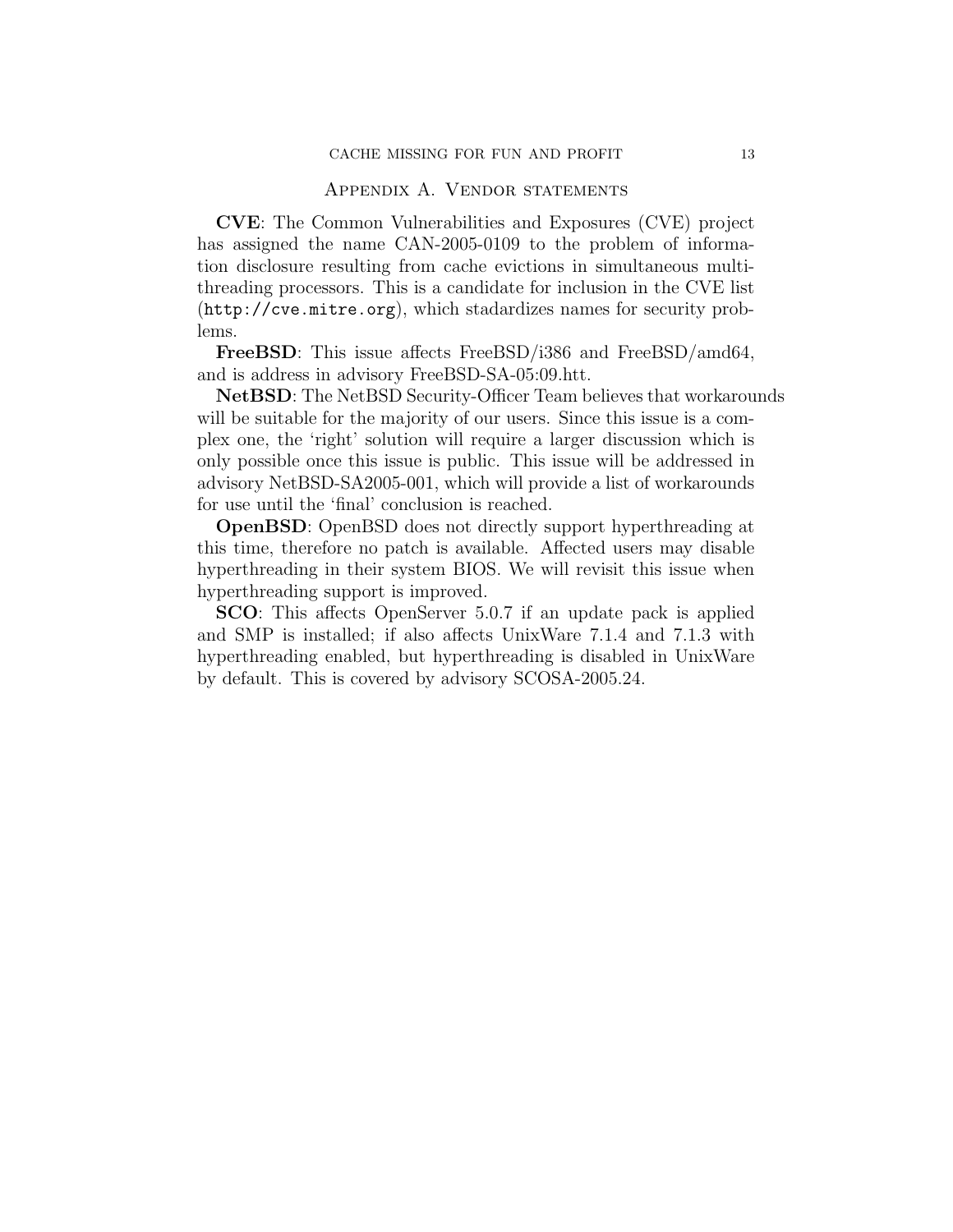## Appendix A. Vendor statements

**CVE**: The Common Vulnerabilities and Exposures (CVE) project has assigned the name CAN-2005-0109 to the problem of information disclosure resulting from cache evictions in simultaneous multi-threading processors. This is a candidate for inclusion in the CVE list (`http://cve.mitre.org`), which stadardizes names for security problems.

**FreeBSD**: This issue affects FreeBSD/i386 and FreeBSD/amd64, and is address in advisory FreeBSD-SA-05:09.htt.

**NetBSD**: The NetBSD Security-Officer Team believes that workarounds will be suitable for the majority of our users. Since this issue is a complex one, the 'right' solution will require a larger discussion which is only possible once this issue is public. This issue will be addressed in advisory NetBSD-SA2005-001, which will provide a list of workarounds for use until the 'final' conclusion is reached.

**OpenBSD**: OpenBSD does not directly support hyperthreading at this time, therefore no patch is available. Affected users may disable hyperthreading in their system BIOS. We will revisit this issue when hyperthreading support is improved.

**SCO**: This affects OpenServer 5.0.7 if an update pack is applied and SMP is installed; if also affects UnixWare 7.1.4 and 7.1.3 with hyperthreading enabled, but hyperthreading is disabled in UnixWare by default. This is covered by advisory SCOSA-2005.24.